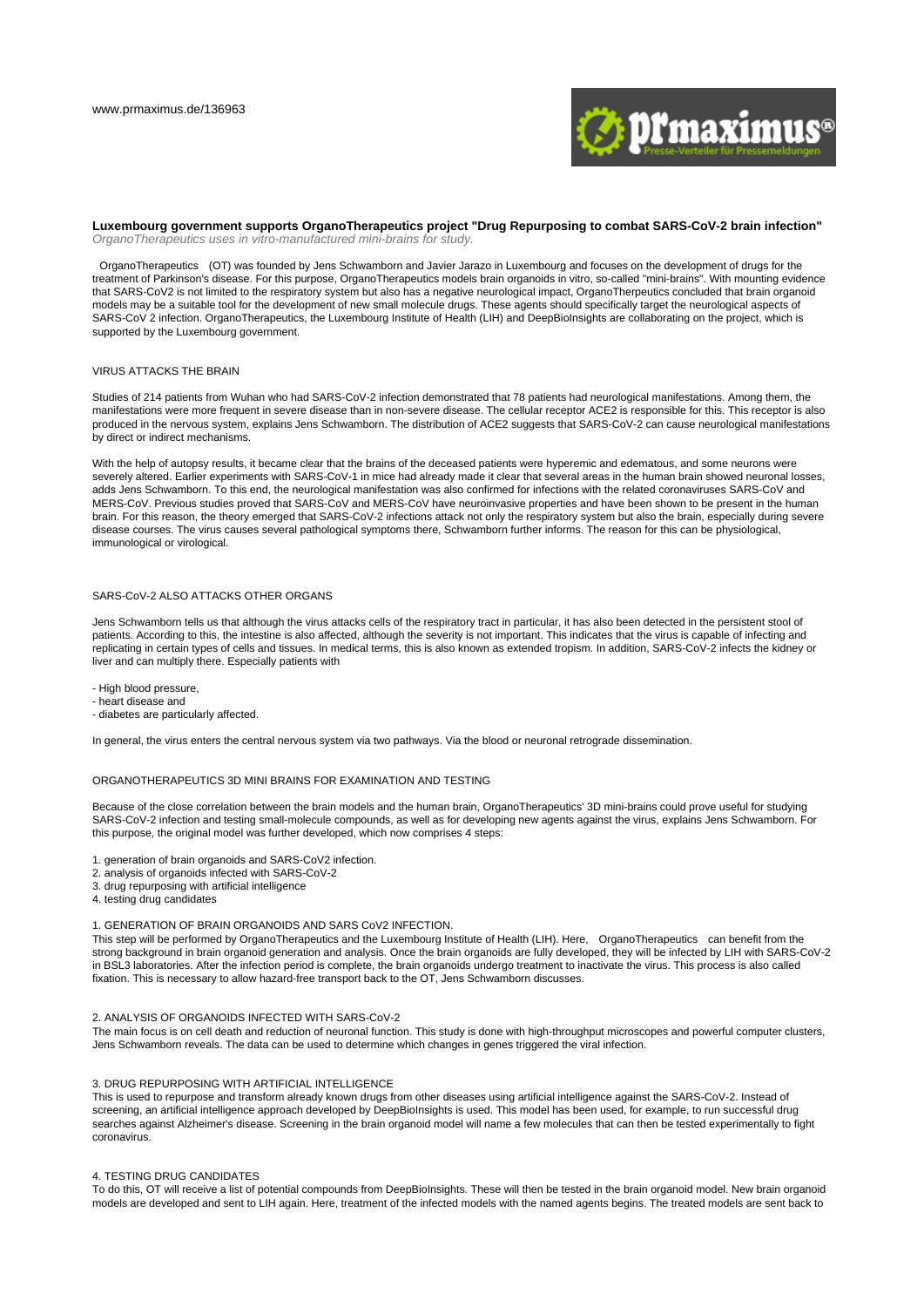www.prmaximus.de/136963

## Luxembourg government supports OrganoTherapeutics project "Drug Repurposing to combat SARS-CoV-2 brain infection"

*OrganoTherapeutics uses in vitro-manufactured mini-brains for study.*

OrganoTherapeutics (OT) was founded by Jens Schwamborn and Javier Jarazo in Luxembourg and focuses on the development of drugs for the treatment of Parkinson's disease. For this purpose, OrganoTherapeutics models brain organoids in vitro, so-called "mini-brains". With mounting evidence that SARS-CoV2 is not limited to the respiratory system but also has a negative neurological impact, OrganoTherpeutics concluded that brain organoid models may be a suitable tool for the development of new small molecule drugs. These agents should specifically target the neurological aspects of SARS-CoV 2 infection. OrganoTherapeutics, the Luxembourg Institute of Health (LIH) and DeepBioInsights are collaborating on the project, which is supported by the Luxembourg government.

### VIRUS ATTACKS THE BRAIN

Studies of 214 patients from Wuhan who had SARS-CoV-2 infection demonstrated that 78 patients had neurological manifestations. Among them, the manifestations were more frequent in severe disease than in non-severe disease. The cellular receptor ACE2 is responsible for this. This receptor is also produced in the nervous system, explains Jens Schwamborn. The distribution of ACE2 suggests that SARS-CoV-2 can cause neurological manifestations by direct or indirect mechanisms.

With the help of autopsy results, it became clear that the brains of the deceased patients were hyperemic and edematous, and some neurons were severely altered. Earlier experiments with SARS-CoV-1 in mice had already made it clear that several areas in the human brain showed neuronal losses, adds Jens Schwamborn. To this end, the neurological manifestation was also confirmed for infections with the related coronaviruses SARS-CoV and MERS-CoV. Previous studies proved that SARS-CoV and MERS-CoV have neuroinvasive properties and have been shown to be present in the human brain. For this reason, the theory emerged that SARS-CoV-2 infections attack not only the respiratory system but also the brain, especially during severe disease courses. The virus causes several pathological symptoms there, Schwamborn further informs. The reason for this can be physiological, immunological or virological.

### SARS-CoV-2 ALSO ATTACKS OTHER ORGANS

Jens Schwamborn tells us that although the virus attacks cells of the respiratory tract in particular, it has also been detected in the persistent stool of patients. According to this, the intestine is also affected, although the severity is not important. This indicates that the virus is capable of infecting and replicating in certain types of cells and tissues. In medical terms, this is also known as extended tropism. In addition, SARS-CoV-2 infects the kidney or liver and can multiply there. Especially patients with

- High blood pressure,
- heart disease and
- diabetes are particularly affected.

In general, the virus enters the central nervous system via two pathways. Via the blood or neuronal retrograde dissemination.

### ORGANOTHERAPEUTICS 3D MINI BRAINS FOR EXAMINATION AND TESTING

Because of the close correlation between the brain models and the human brain, OrganoTherapeutics' 3D mini-brains could prove useful for studying SARS-CoV-2 infection and testing small-molecule compounds, as well as for developing new agents against the virus, explains Jens Schwamborn. For this purpose, the original model was further developed, which now comprises 4 steps:

1. generation of brain organoids and SARS-CoV2 infection.
2. analysis of organoids infected with SARS-CoV-2
3. drug repurposing with artificial intelligence
4. testing drug candidates

#### 1. GENERATION OF BRAIN ORGANOIDS AND SARS CoV2 INFECTION.

This step will be performed by OrganoTherapeutics and the Luxembourg Institute of Health (LIH). Here, OrganoTherapeutics can benefit from the strong background in brain organoid generation and analysis. Once the brain organoids are fully developed, they will be infected by LIH with SARS-CoV-2 in BSL3 laboratories. After the infection period is complete, the brain organoids undergo treatment to inactivate the virus. This process is also called fixation. This is necessary to allow hazard-free transport back to the OT, Jens Schwamborn discusses.

#### 2. ANALYSIS OF ORGANOIDS INFECTED WITH SARS-CoV-2

The main focus is on cell death and reduction of neuronal function. This study is done with high-throughput microscopes and powerful computer clusters, Jens Schwamborn reveals. The data can be used to determine which changes in genes triggered the viral infection.

#### 3. DRUG REPURPOSING WITH ARTIFICIAL INTELLIGENCE

This is used to repurpose and transform already known drugs from other diseases using artificial intelligence against the SARS-CoV-2. Instead of screening, an artificial intelligence approach developed by DeepBioInsights is used. This model has been used, for example, to run successful drug searches against Alzheimer's disease. Screening in the brain organoid model will name a few molecules that can then be tested experimentally to fight coronavirus.

#### 4. TESTING DRUG CANDIDATES

To do this, OT will receive a list of potential compounds from DeepBioInsights. These will then be tested in the brain organoid model. New brain organoid models are developed and sent to LIH again. Here, treatment of the infected models with the named agents begins. The treated models are sent back to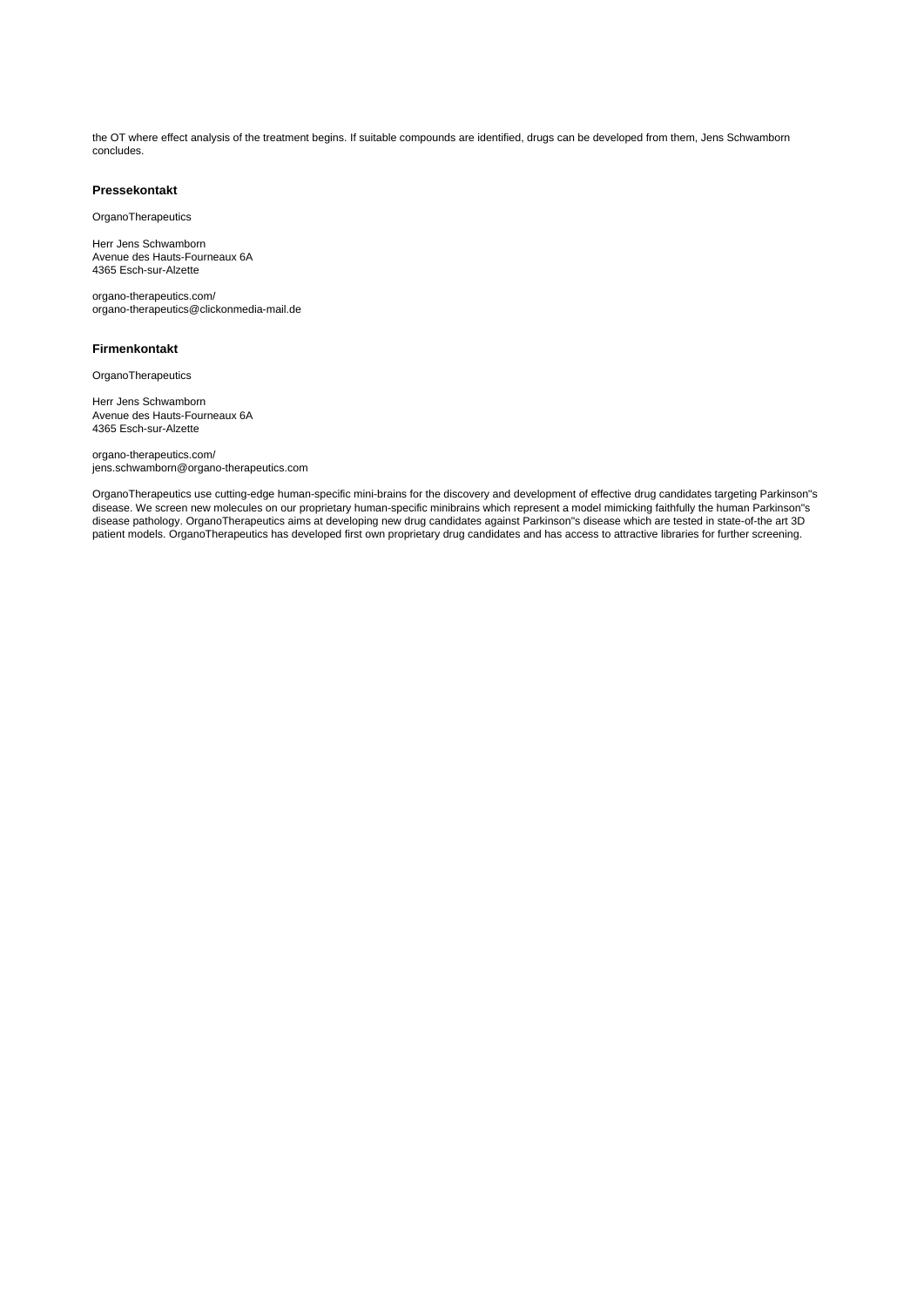the OT where effect analysis of the treatment begins. If suitable compounds are identified, drugs can be developed from them, Jens Schwamborn concludes.

### Pressekontakt

OrganoTherapeutics

Herr Jens Schwamborn
Avenue des Hauts-Fourneaux 6A
4365 Esch-sur-Alzette

organo-therapeutics.com/
organo-therapeutics@clickonmedia-mail.de

### Firmenkontakt

OrganoTherapeutics

Herr Jens Schwamborn
Avenue des Hauts-Fourneaux 6A
4365 Esch-sur-Alzette

organo-therapeutics.com/
jens.schwamborn@organo-therapeutics.com

OrganoTherapeutics use cutting-edge human-specific mini-brains for the discovery and development of effective drug candidates targeting Parkinson''s disease. We screen new molecules on our proprietary human-specific minibrains which represent a model mimicking faithfully the human Parkinson''s disease pathology. OrganoTherapeutics aims at developing new drug candidates against Parkinson''s disease which are tested in state-of-the art 3D patient models. OrganoTherapeutics has developed first own proprietary drug candidates and has access to attractive libraries for further screening.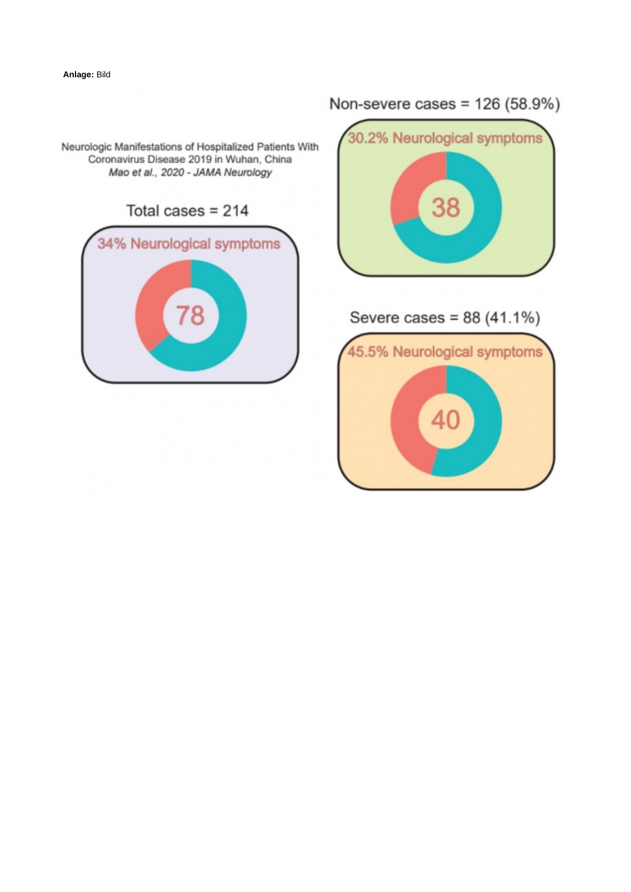**Anlage:** Bild

Neurologic Manifestations of Hospitalized Patients With Coronavirus Disease 2019 in Wuhan, China

*Mao et al., 2020 - JAMA Neurology*

Total cases = 214

34% Neurological symptoms

78

Non-severe cases = 126 (58.9%)

30.2% Neurological symptoms

38

Severe cases = 88 (41.1%)

45.5% Neurological symptoms

40